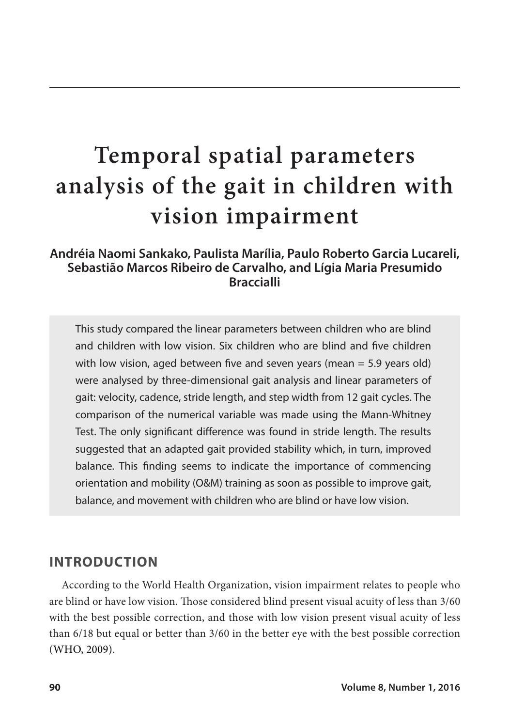# Temporal spatial parameters analysis of the gait in children with vision impairment

**Andréia Naomi Sankako, Paulista Marília, Paulo Roberto Garcia Lucareli, Sebastião Marcos Ribeiro de Carvalho, and Lígia Maria Presumido Braccialli**

> This study compared the linear parameters between children who are blind and children with low vision. Six children who are blind and five children with low vision, aged between five and seven years (mean = 5.9 years old) were analysed by three-dimensional gait analysis and linear parameters of gait: velocity, cadence, stride length, and step width from 12 gait cycles. The comparison of the numerical variable was made using the Mann-Whitney Test. The only significant difference was found in stride length. The results suggested that an adapted gait provided stability which, in turn, improved balance. This finding seems to indicate the importance of commencing orientation and mobility (O&M) training as soon as possible to improve gait, balance, and movement with children who are blind or have low vision.

## INTRODUCTION

According to the World Health Organization, vision impairment relates to people who are blind or have low vision. Those considered blind present visual acuity of less than 3/60 with the best possible correction, and those with low vision present visual acuity of less than 6/18 but equal or better than 3/60 in the better eye with the best possible correction (WHO, 2009).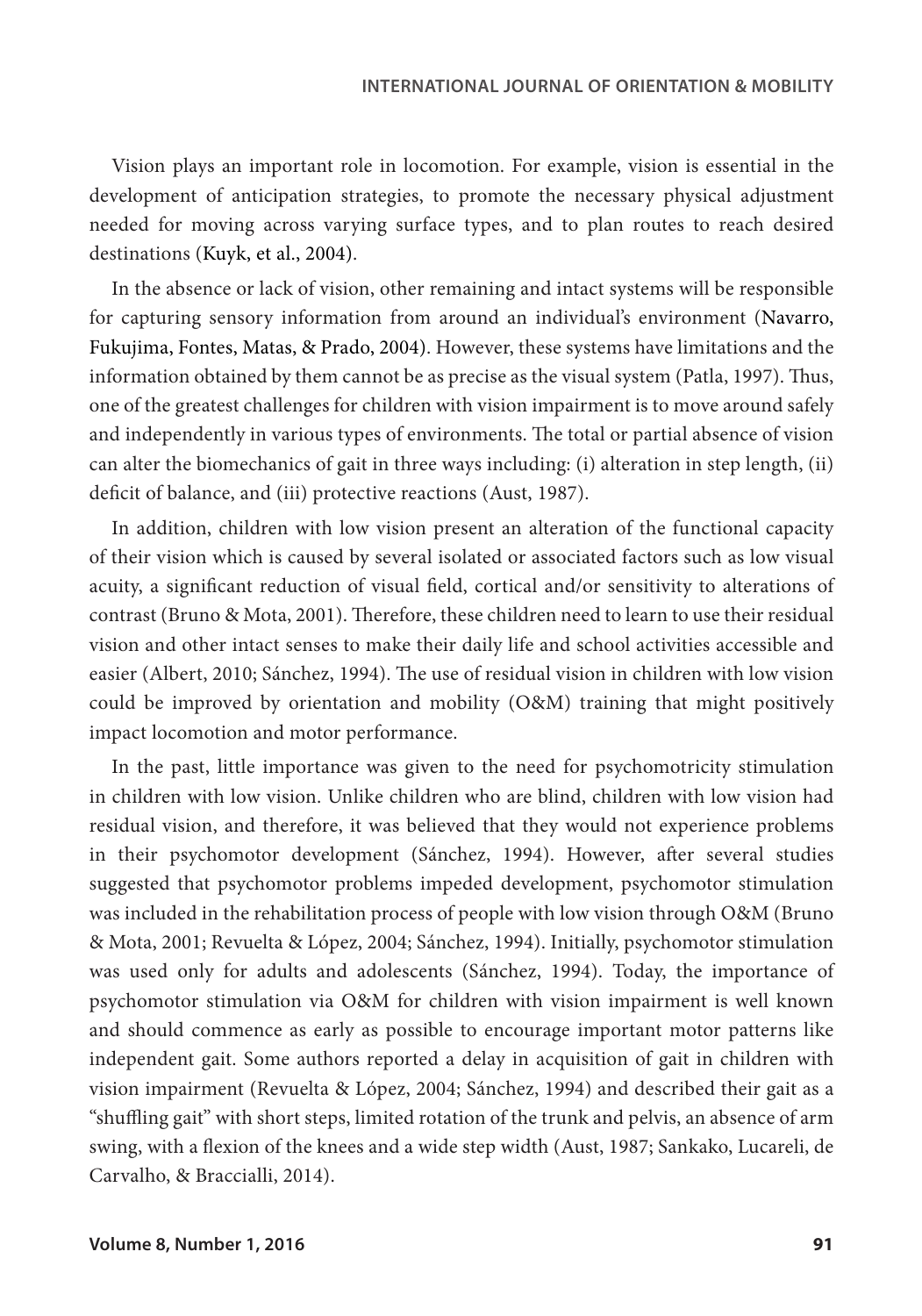Vision plays an important role in locomotion. For example, vision is essential in the development of anticipation strategies, to promote the necessary physical adjustment needed for moving across varying surface types, and to plan routes to reach desired destinations (Kuyk, et al., 2004).

In the absence or lack of vision, other remaining and intact systems will be responsible for capturing sensory information from around an individual's environment (Navarro, Fukujima, Fontes, Matas, & Prado, 2004). However, these systems have limitations and the information obtained by them cannot be as precise as the visual system (Patla, 1997). Thus, one of the greatest challenges for children with vision impairment is to move around safely and independently in various types of environments. The total or partial absence of vision can alter the biomechanics of gait in three ways including: (i) alteration in step length, (ii) deficit of balance, and (iii) protective reactions (Aust, 1987).

In addition, children with low vision present an alteration of the functional capacity of their vision which is caused by several isolated or associated factors such as low visual acuity, a significant reduction of visual field, cortical and/or sensitivity to alterations of contrast (Bruno & Mota, 2001). Therefore, these children need to learn to use their residual vision and other intact senses to make their daily life and school activities accessible and easier (Albert, 2010; Sánchez, 1994). The use of residual vision in children with low vision could be improved by orientation and mobility (O&M) training that might positively impact locomotion and motor performance.

In the past, little importance was given to the need for psychomotricity stimulation in children with low vision. Unlike children who are blind, children with low vision had residual vision, and therefore, it was believed that they would not experience problems in their psychomotor development (Sánchez, 1994). However, after several studies suggested that psychomotor problems impeded development, psychomotor stimulation was included in the rehabilitation process of people with low vision through O&M (Bruno & Mota, 2001; Revuelta & López, 2004; Sánchez, 1994). Initially, psychomotor stimulation was used only for adults and adolescents (Sánchez, 1994). Today, the importance of psychomotor stimulation via O&M for children with vision impairment is well known and should commence as early as possible to encourage important motor patterns like independent gait. Some authors reported a delay in acquisition of gait in children with vision impairment (Revuelta & López, 2004; Sánchez, 1994) and described their gait as a "shuffling gait" with short steps, limited rotation of the trunk and pelvis, an absence of arm swing, with a flexion of the knees and a wide step width (Aust, 1987; Sankako, Lucareli, de Carvalho, & Braccialli, 2014).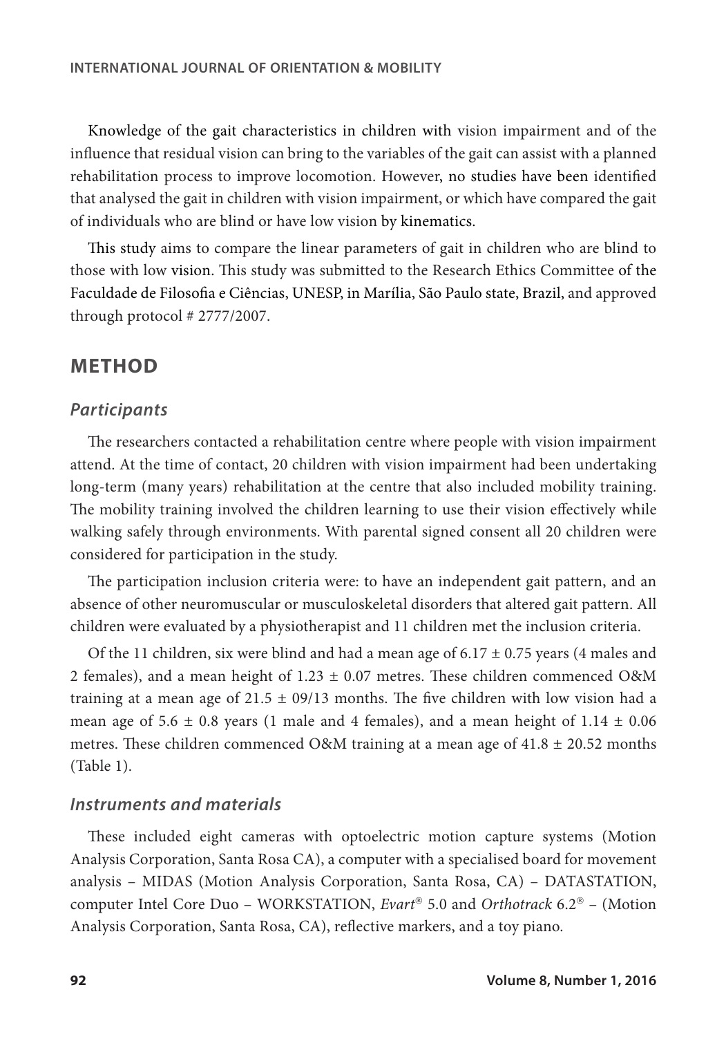Knowledge of the gait characteristics in children with vision impairment and of the influence that residual vision can bring to the variables of the gait can assist with a planned rehabilitation process to improve locomotion. However, no studies have been identified that analysed the gait in children with vision impairment, or which have compared the gait of individuals who are blind or have low vision by kinematics.

This study aims to compare the linear parameters of gait in children who are blind to those with low vision. This study was submitted to the Research Ethics Committee of the Faculdade de Filosofia e Ciências, UNESP, in Marília, São Paulo state, Brazil, and approved through protocol # 2777/2007.

## METHOD

### *Participants*

The researchers contacted a rehabilitation centre where people with vision impairment attend. At the time of contact, 20 children with vision impairment had been undertaking long-term (many years) rehabilitation at the centre that also included mobility training. The mobility training involved the children learning to use their vision effectively while walking safely through environments. With parental signed consent all 20 children were considered for participation in the study.

The participation inclusion criteria were: to have an independent gait pattern, and an absence of other neuromuscular or musculoskeletal disorders that altered gait pattern. All children were evaluated by a physiotherapist and 11 children met the inclusion criteria.

Of the 11 children, six were blind and had a mean age of $6.17 \pm 0.75$ years (4 males and 2 females), and a mean height of $1.23 \pm 0.07$ metres. These children commenced O&M training at a mean age of $21.5 \pm 09/13$ months. The five children with low vision had a mean age of $5.6 \pm 0.8$ years (1 male and 4 females), and a mean height of $1.14 \pm 0.06$ metres. These children commenced O&M training at a mean age of $41.8 \pm 20.52$ months (Table 1).

### *Instruments and materials*

These included eight cameras with optoelectric motion capture systems (Motion Analysis Corporation, Santa Rosa CA), a computer with a specialised board for movement analysis – MIDAS (Motion Analysis Corporation, Santa Rosa, CA) – DATASTATION, computer Intel Core Duo – WORKSTATION, *Evart*® 5.0 and *Orthotrack* 6.2® – (Motion Analysis Corporation, Santa Rosa, CA), reflective markers, and a toy piano.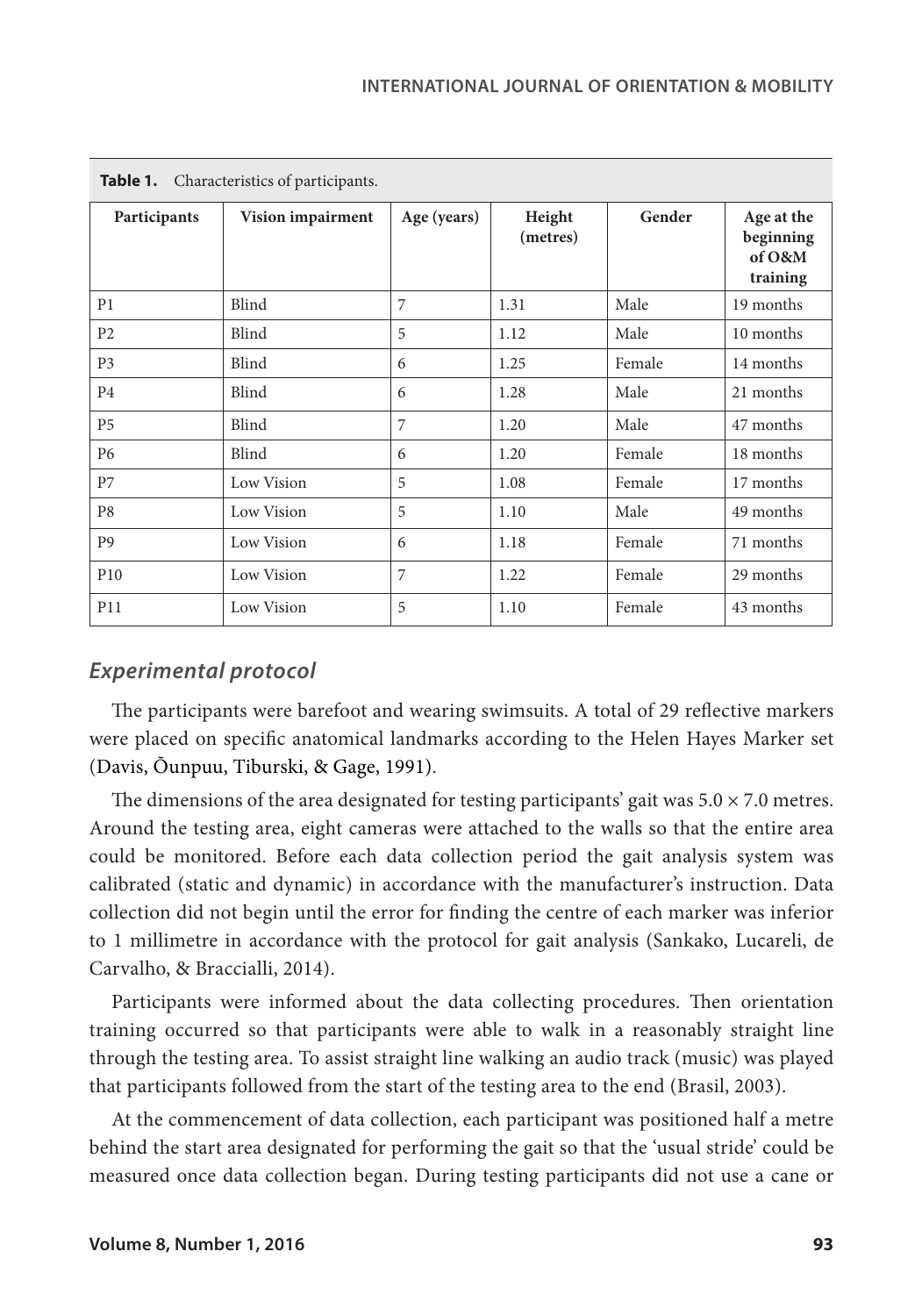**Table 1.** Characteristics of participants.

| Participants | Vision impairment | Age (years) | Height (metres) | Gender | Age at the beginning of O&M training |
|---|---|---|---|---|---|
| P1 | Blind | 7 | 1.31 | Male | 19 months |
| P2 | Blind | 5 | 1.12 | Male | 10 months |
| P3 | Blind | 6 | 1.25 | Female | 14 months |
| P4 | Blind | 6 | 1.28 | Male | 21 months |
| P5 | Blind | 7 | 1.20 | Male | 47 months |
| P6 | Blind | 6 | 1.20 | Female | 18 months |
| P7 | Low Vision | 5 | 1.08 | Female | 17 months |
| P8 | Low Vision | 5 | 1.10 | Male | 49 months |
| P9 | Low Vision | 6 | 1.18 | Female | 71 months |
| P10 | Low Vision | 7 | 1.22 | Female | 29 months |
| P11 | Low Vision | 5 | 1.10 | Female | 43 months |

### *Experimental protocol*

The participants were barefoot and wearing swimsuits. A total of 29 reflective markers were placed on specific anatomical landmarks according to the Helen Hayes Marker set (Davis, Õunpuu, Tiburski, & Gage, 1991).

The dimensions of the area designated for testing participants' gait was $5.0 \times 7.0$ metres. Around the testing area, eight cameras were attached to the walls so that the entire area could be monitored. Before each data collection period the gait analysis system was calibrated (static and dynamic) in accordance with the manufacturer's instruction. Data collection did not begin until the error for finding the centre of each marker was inferior to 1 millimetre in accordance with the protocol for gait analysis (Sankako, Lucareli, de Carvalho, & Braccialli, 2014).

Participants were informed about the data collecting procedures. Then orientation training occurred so that participants were able to walk in a reasonably straight line through the testing area. To assist straight line walking an audio track (music) was played that participants followed from the start of the testing area to the end (Brasil, 2003).

At the commencement of data collection, each participant was positioned half a metre behind the start area designated for performing the gait so that the 'usual stride' could be measured once data collection began. During testing participants did not use a cane or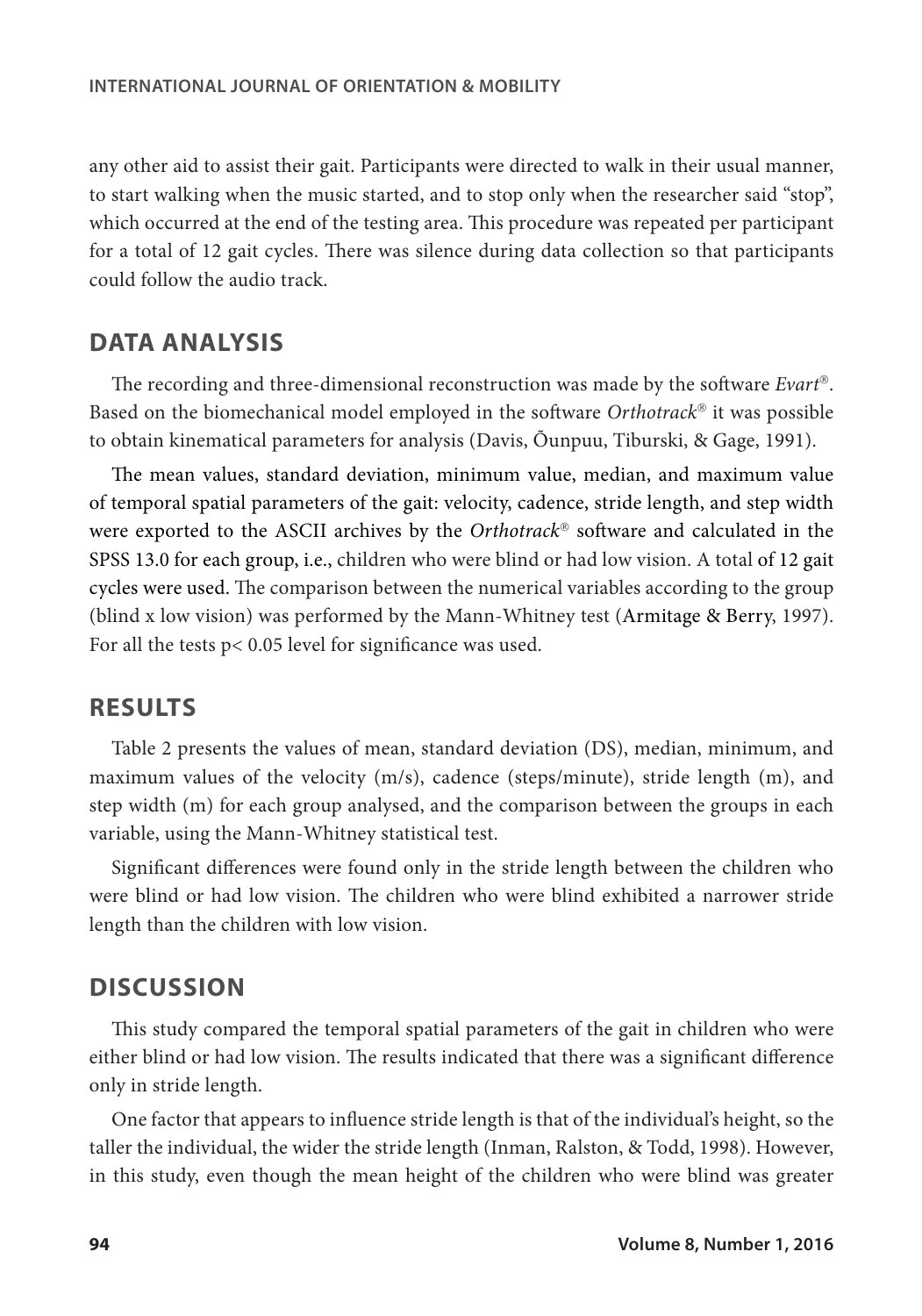any other aid to assist their gait. Participants were directed to walk in their usual manner, to start walking when the music started, and to stop only when the researcher said "stop", which occurred at the end of the testing area. This procedure was repeated per participant for a total of 12 gait cycles. There was silence during data collection so that participants could follow the audio track.

## DATA ANALYSIS

The recording and three-dimensional reconstruction was made by the software *Evart*®. Based on the biomechanical model employed in the software *Orthotrack*® it was possible to obtain kinematical parameters for analysis (Davis, Õunpuu, Tiburski, & Gage, 1991).

The mean values, standard deviation, minimum value, median, and maximum value of temporal spatial parameters of the gait: velocity, cadence, stride length, and step width were exported to the ASCII archives by the *Orthotrack*® software and calculated in the SPSS 13.0 for each group, i.e., children who were blind or had low vision. A total of 12 gait cycles were used. The comparison between the numerical variables according to the group (blind x low vision) was performed by the Mann-Whitney test (Armitage & Berry, 1997). For all the tests $p < 0.05$ level for significance was used.

## RESULTS

Table 2 presents the values of mean, standard deviation (DS), median, minimum, and maximum values of the velocity (m/s), cadence (steps/minute), stride length (m), and step width (m) for each group analysed, and the comparison between the groups in each variable, using the Mann-Whitney statistical test.

Significant differences were found only in the stride length between the children who were blind or had low vision. The children who were blind exhibited a narrower stride length than the children with low vision.

## DISCUSSION

This study compared the temporal spatial parameters of the gait in children who were either blind or had low vision. The results indicated that there was a significant difference only in stride length.

One factor that appears to influence stride length is that of the individual's height, so the taller the individual, the wider the stride length (Inman, Ralston, & Todd, 1998). However, in this study, even though the mean height of the children who were blind was greater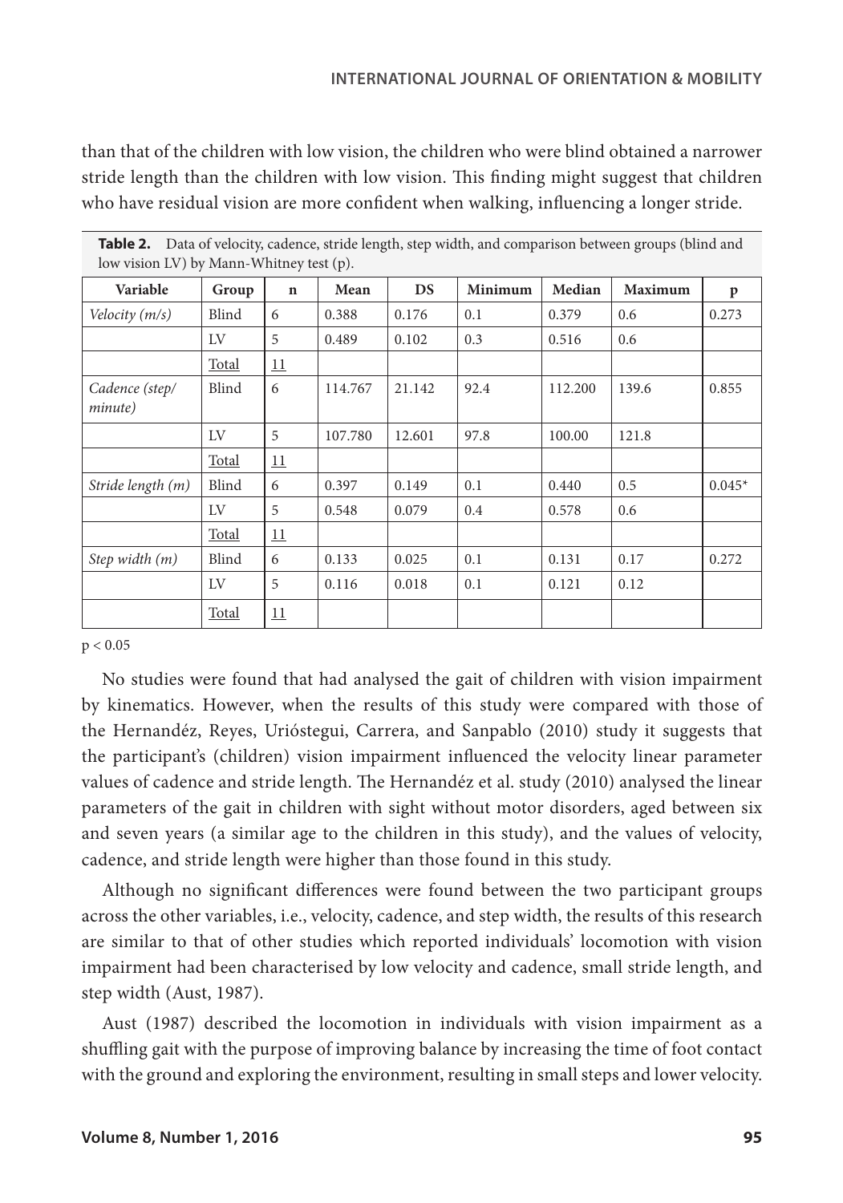than that of the children with low vision, the children who were blind obtained a narrower stride length than the children with low vision. This finding might suggest that children who have residual vision are more confident when walking, influencing a longer stride.

**Table 2.** Data of velocity, cadence, stride length, step width, and comparison between groups (blind and low vision LV) by Mann-Whitney test (p).

| Variable | Group | n | Mean | DS | Minimum | Median | Maximum | p |
|---|---|---|---|---|---|---|---|---|
| *Velocity (m/s)* | Blind | 6 | 0.388 | 0.176 | 0.1 | 0.379 | 0.6 | 0.273 |
| | LV | 5 | 0.489 | 0.102 | 0.3 | 0.516 | 0.6 | |
| | Total | 11 | | | | | | |
| *Cadence (step/minute)* | Blind | 6 | 114.767 | 21.142 | 92.4 | 112.200 | 139.6 | 0.855 |
| | LV | 5 | 107.780 | 12.601 | 97.8 | 100.00 | 121.8 | |
| | Total | 11 | | | | | | |
| *Stride length (m)* | Blind | 6 | 0.397 | 0.149 | 0.1 | 0.440 | 0.5 | 0.045* |
| | LV | 5 | 0.548 | 0.079 | 0.4 | 0.578 | 0.6 | |
| | Total | 11 | | | | | | |
| *Step width (m)* | Blind | 6 | 0.133 | 0.025 | 0.1 | 0.131 | 0.17 | 0.272 |
| | LV | 5 | 0.116 | 0.018 | 0.1 | 0.121 | 0.12 | |
| | Total | 11 | | | | | | |

$p < 0.05$

No studies were found that had analysed the gait of children with vision impairment by kinematics. However, when the results of this study were compared with those of the Hernandéz, Reyes, Urióstegui, Carrera, and Sanpablo (2010) study it suggests that the participant's (children) vision impairment influenced the velocity linear parameter values of cadence and stride length. The Hernandéz et al. study (2010) analysed the linear parameters of the gait in children with sight without motor disorders, aged between six and seven years (a similar age to the children in this study), and the values of velocity, cadence, and stride length were higher than those found in this study.

Although no significant differences were found between the two participant groups across the other variables, i.e., velocity, cadence, and step width, the results of this research are similar to that of other studies which reported individuals' locomotion with vision impairment had been characterised by low velocity and cadence, small stride length, and step width (Aust, 1987).

Aust (1987) described the locomotion in individuals with vision impairment as a shuffling gait with the purpose of improving balance by increasing the time of foot contact with the ground and exploring the environment, resulting in small steps and lower velocity.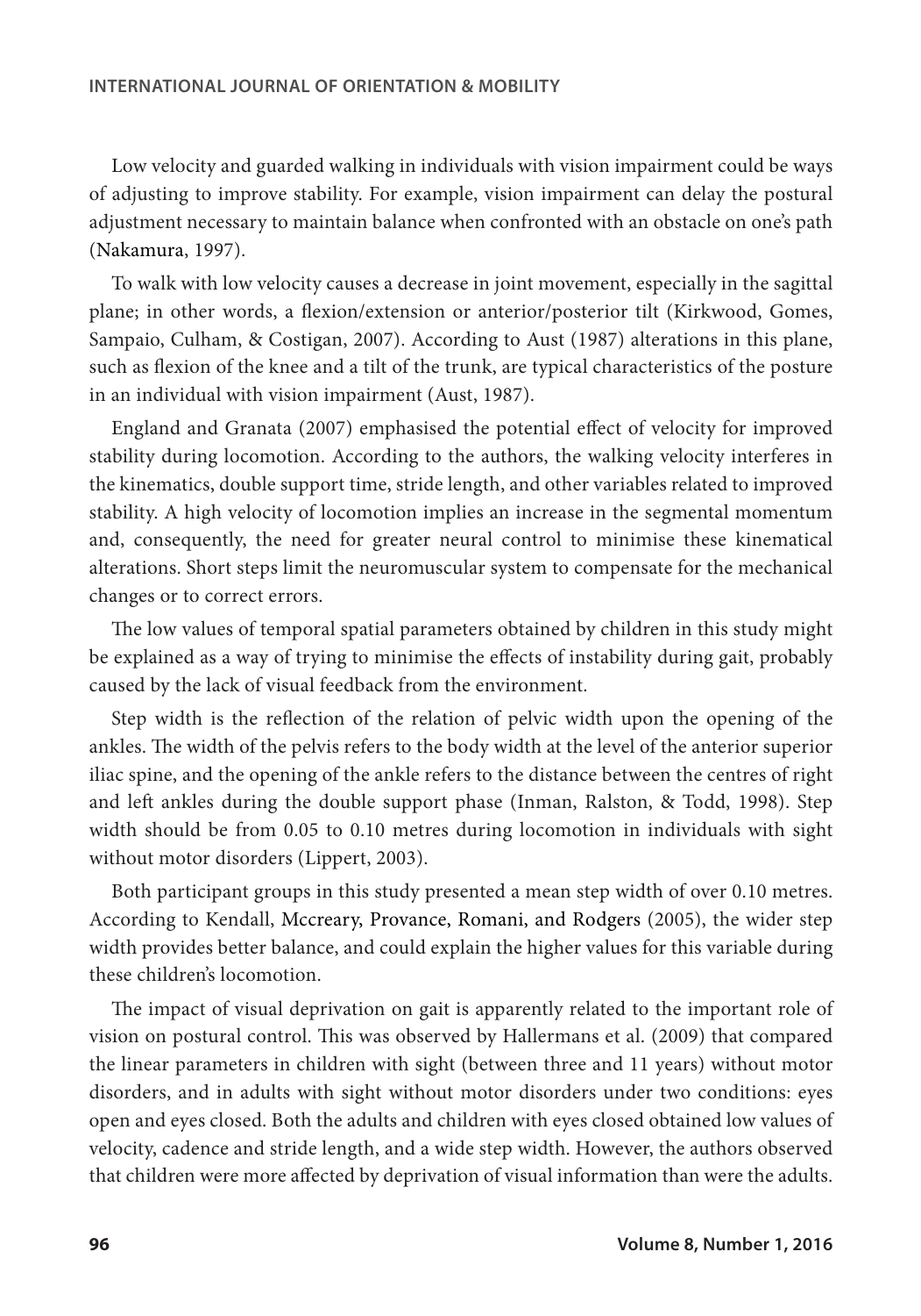Low velocity and guarded walking in individuals with vision impairment could be ways of adjusting to improve stability. For example, vision impairment can delay the postural adjustment necessary to maintain balance when confronted with an obstacle on one's path (Nakamura, 1997).

To walk with low velocity causes a decrease in joint movement, especially in the sagittal plane; in other words, a flexion/extension or anterior/posterior tilt (Kirkwood, Gomes, Sampaio, Culham, & Costigan, 2007). According to Aust (1987) alterations in this plane, such as flexion of the knee and a tilt of the trunk, are typical characteristics of the posture in an individual with vision impairment (Aust, 1987).

England and Granata (2007) emphasised the potential effect of velocity for improved stability during locomotion. According to the authors, the walking velocity interferes in the kinematics, double support time, stride length, and other variables related to improved stability. A high velocity of locomotion implies an increase in the segmental momentum and, consequently, the need for greater neural control to minimise these kinematical alterations. Short steps limit the neuromuscular system to compensate for the mechanical changes or to correct errors.

The low values of temporal spatial parameters obtained by children in this study might be explained as a way of trying to minimise the effects of instability during gait, probably caused by the lack of visual feedback from the environment.

Step width is the reflection of the relation of pelvic width upon the opening of the ankles. The width of the pelvis refers to the body width at the level of the anterior superior iliac spine, and the opening of the ankle refers to the distance between the centres of right and left ankles during the double support phase (Inman, Ralston, & Todd, 1998). Step width should be from 0.05 to 0.10 metres during locomotion in individuals with sight without motor disorders (Lippert, 2003).

Both participant groups in this study presented a mean step width of over 0.10 metres. According to Kendall, Mccreary, Provance, Romani, and Rodgers (2005), the wider step width provides better balance, and could explain the higher values for this variable during these children's locomotion.

The impact of visual deprivation on gait is apparently related to the important role of vision on postural control. This was observed by Hallermans et al. (2009) that compared the linear parameters in children with sight (between three and 11 years) without motor disorders, and in adults with sight without motor disorders under two conditions: eyes open and eyes closed. Both the adults and children with eyes closed obtained low values of velocity, cadence and stride length, and a wide step width. However, the authors observed that children were more affected by deprivation of visual information than were the adults.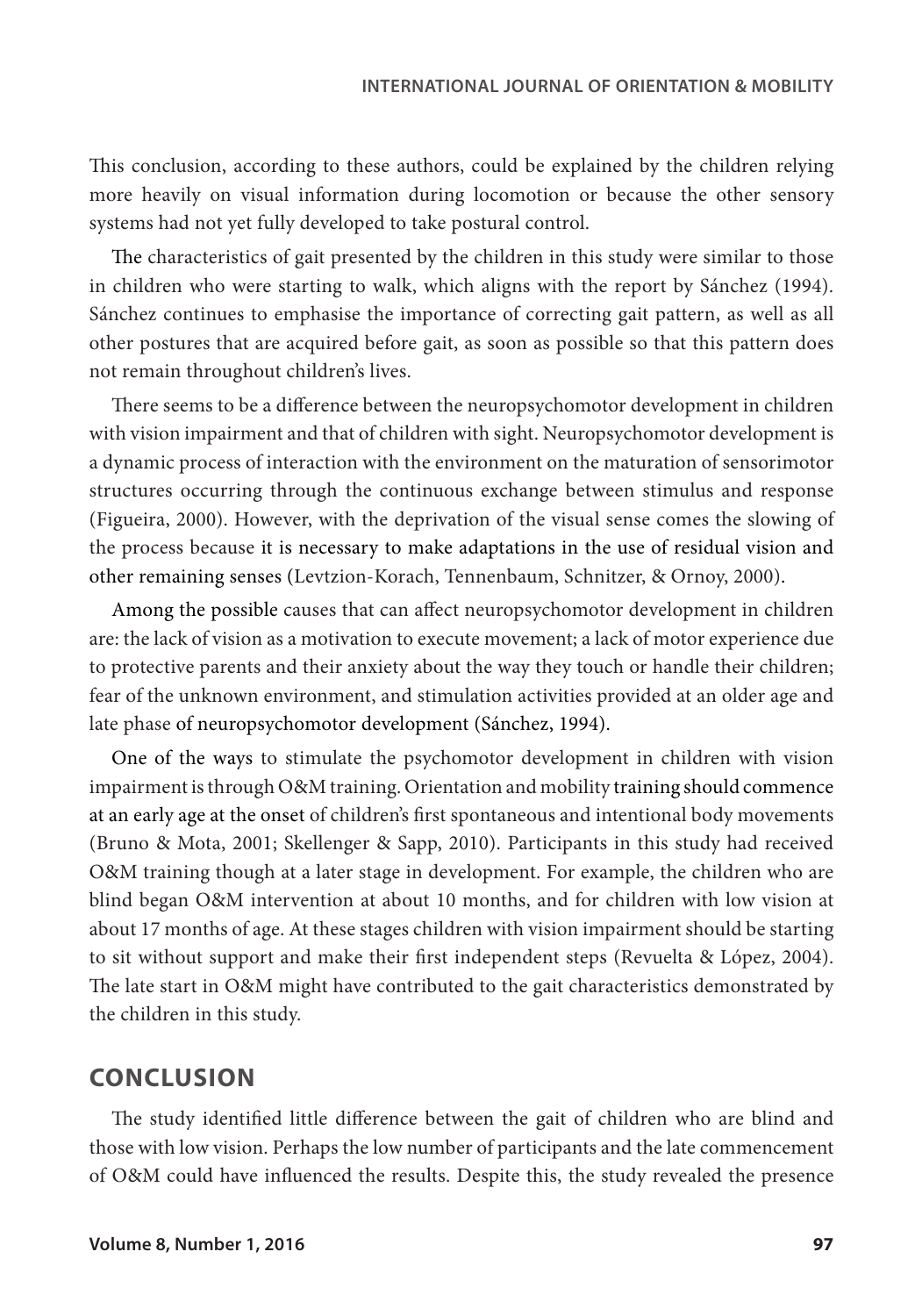This conclusion, according to these authors, could be explained by the children relying more heavily on visual information during locomotion or because the other sensory systems had not yet fully developed to take postural control.

The characteristics of gait presented by the children in this study were similar to those in children who were starting to walk, which aligns with the report by Sánchez (1994). Sánchez continues to emphasise the importance of correcting gait pattern, as well as all other postures that are acquired before gait, as soon as possible so that this pattern does not remain throughout children's lives.

There seems to be a difference between the neuropsychomotor development in children with vision impairment and that of children with sight. Neuropsychomotor development is a dynamic process of interaction with the environment on the maturation of sensorimotor structures occurring through the continuous exchange between stimulus and response (Figueira, 2000). However, with the deprivation of the visual sense comes the slowing of the process because it is necessary to make adaptations in the use of residual vision and other remaining senses (Levtzion-Korach, Tennenbaum, Schnitzer, & Ornoy, 2000).

Among the possible causes that can affect neuropsychomotor development in children are: the lack of vision as a motivation to execute movement; a lack of motor experience due to protective parents and their anxiety about the way they touch or handle their children; fear of the unknown environment, and stimulation activities provided at an older age and late phase of neuropsychomotor development (Sánchez, 1994).

One of the ways to stimulate the psychomotor development in children with vision impairment is through O&M training. Orientation and mobility training should commence at an early age at the onset of children's first spontaneous and intentional body movements (Bruno & Mota, 2001; Skellenger & Sapp, 2010). Participants in this study had received O&M training though at a later stage in development. For example, the children who are blind began O&M intervention at about 10 months, and for children with low vision at about 17 months of age. At these stages children with vision impairment should be starting to sit without support and make their first independent steps (Revuelta & López, 2004). The late start in O&M might have contributed to the gait characteristics demonstrated by the children in this study.

## CONCLUSION

The study identified little difference between the gait of children who are blind and those with low vision. Perhaps the low number of participants and the late commencement of O&M could have influenced the results. Despite this, the study revealed the presence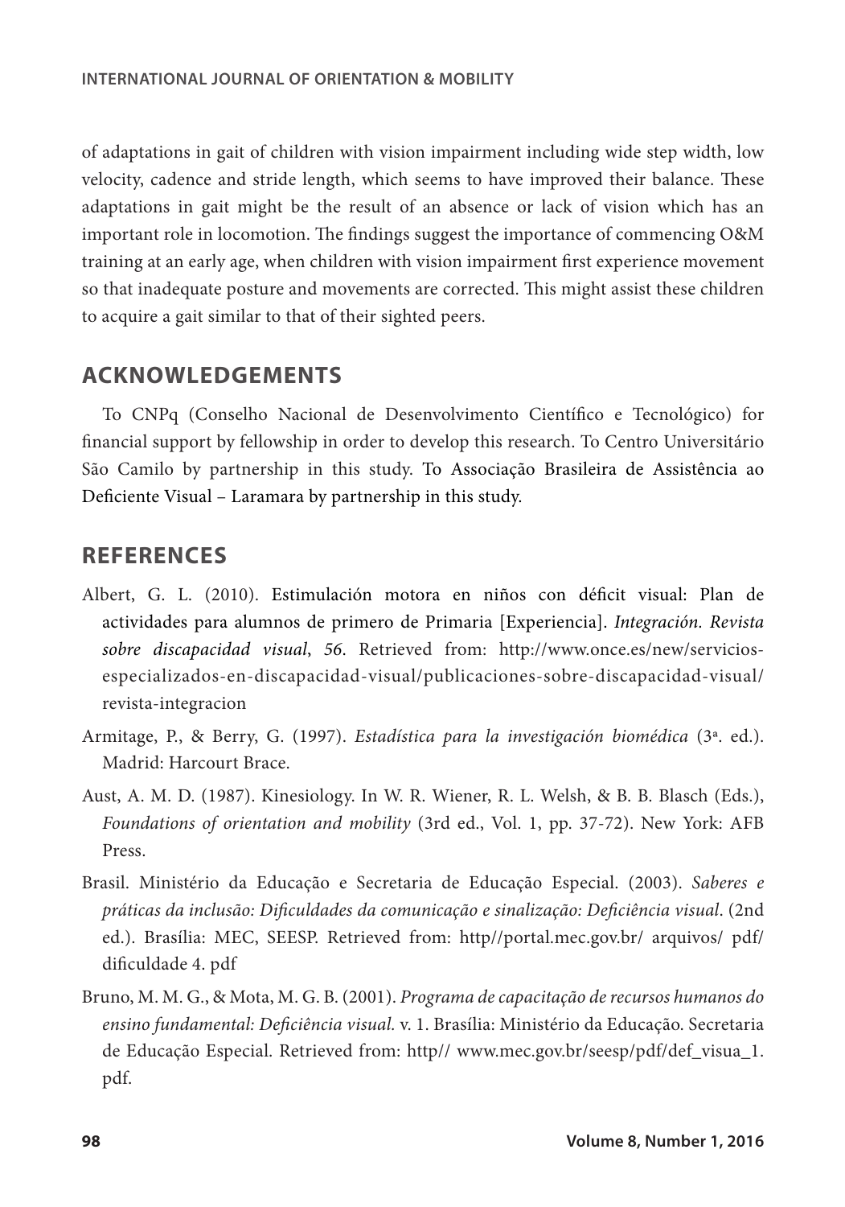of adaptations in gait of children with vision impairment including wide step width, low velocity, cadence and stride length, which seems to have improved their balance. These adaptations in gait might be the result of an absence or lack of vision which has an important role in locomotion. The findings suggest the importance of commencing O&M training at an early age, when children with vision impairment first experience movement so that inadequate posture and movements are corrected. This might assist these children to acquire a gait similar to that of their sighted peers.

## ACKNOWLEDGEMENTS

To CNPq (Conselho Nacional de Desenvolvimento Científico e Tecnológico) for financial support by fellowship in order to develop this research. To Centro Universitário São Camilo by partnership in this study. To Associação Brasileira de Assistência ao Deficiente Visual – Laramara by partnership in this study.

## REFERENCES

Albert, G. L. (2010). Estimulación motora en niños con déficit visual: Plan de actividades para alumnos de primero de Primaria [Experiencia]. *Integración. Revista sobre discapacidad visual*, *56*. Retrieved from: http://www.once.es/new/servicios-especializados-en-discapacidad-visual/publicaciones-sobre-discapacidad-visual/revista-integracion

Armitage, P., & Berry, G. (1997). *Estadística para la investigación biomédica* (3ª. ed.). Madrid: Harcourt Brace.

Aust, A. M. D. (1987). Kinesiology. In W. R. Wiener, R. L. Welsh, & B. B. Blasch (Eds.), *Foundations of orientation and mobility* (3rd ed., Vol. 1, pp. 37-72). New York: AFB Press.

Brasil. Ministério da Educação e Secretaria de Educação Especial. (2003). *Saberes e práticas da inclusão: Dificuldades da comunicação e sinalização: Deficiência visual*. (2nd ed.). Brasília: MEC, SEESP. Retrieved from: http//portal.mec.gov.br/ arquivos/ pdf/ dificuldade 4. pdf

Bruno, M. M. G., & Mota, M. G. B. (2001). *Programa de capacitação de recursos humanos do ensino fundamental: Deficiência visual.* v. 1. Brasília: Ministério da Educação. Secretaria de Educação Especial. Retrieved from: http// www.mec.gov.br/seesp/pdf/def_visua_1.pdf.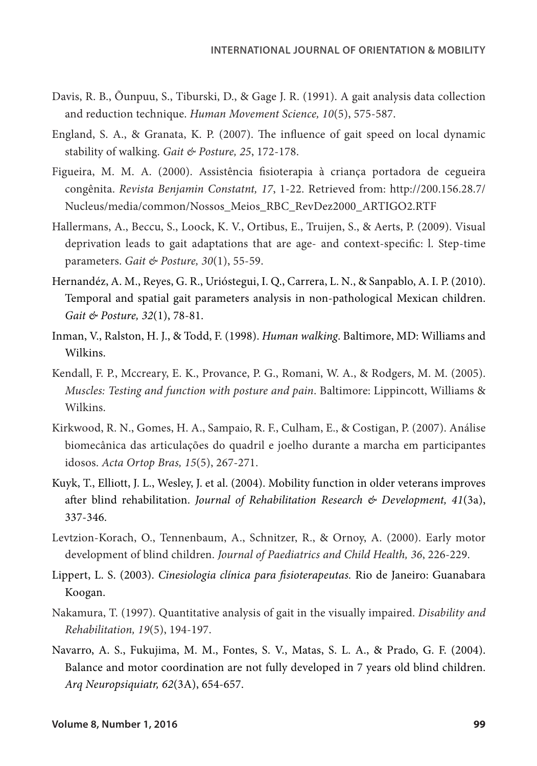Davis, R. B., Õunpuu, S., Tiburski, D., & Gage J. R. (1991). A gait analysis data collection and reduction technique. *Human Movement Science, 10*(5), 575-587.

England, S. A., & Granata, K. P. (2007). The influence of gait speed on local dynamic stability of walking. *Gait & Posture, 25*, 172-178.

Figueira, M. M. A. (2000). Assistência fisioterapia à criança portadora de cegueira congênita. *Revista Benjamin Constatnt, 17*, 1-22. Retrieved from: http://200.156.28.7/Nucleus/media/common/Nossos_Meios_RBC_RevDez2000_ARTIGO2.RTF

Hallermans, A., Beccu, S., Loock, K. V., Ortibus, E., Truijen, S., & Aerts, P. (2009). Visual deprivation leads to gait adaptations that are age- and context-specific: l. Step-time parameters. *Gait & Posture, 30*(1), 55-59.

Hernandéz, A. M., Reyes, G. R., Urióstegui, I. Q., Carrera, L. N., & Sanpablo, A. I. P. (2010). Temporal and spatial gait parameters analysis in non-pathological Mexican children. *Gait & Posture, 32*(1), 78-81.

Inman, V., Ralston, H. J., & Todd, F. (1998). *Human walking*. Baltimore, MD: Williams and Wilkins.

Kendall, F. P., Mccreary, E. K., Provance, P. G., Romani, W. A., & Rodgers, M. M. (2005). *Muscles: Testing and function with posture and pain*. Baltimore: Lippincott, Williams & Wilkins.

Kirkwood, R. N., Gomes, H. A., Sampaio, R. F., Culham, E., & Costigan, P. (2007). Análise biomecânica das articulações do quadril e joelho durante a marcha em participantes idosos. *Acta Ortop Bras, 15*(5), 267-271.

Kuyk, T., Elliott, J. L., Wesley, J. et al. (2004). Mobility function in older veterans improves after blind rehabilitation. *Journal of Rehabilitation Research & Development, 41*(3a), 337-346.

Levtzion-Korach, O., Tennenbaum, A., Schnitzer, R., & Ornoy, A. (2000). Early motor development of blind children. *Journal of Paediatrics and Child Health, 36*, 226-229.

Lippert, L. S. (2003). *Cinesiologia clínica para fisioterapeutas.* Rio de Janeiro: Guanabara Koogan.

Nakamura, T. (1997). Quantitative analysis of gait in the visually impaired. *Disability and Rehabilitation, 19*(5), 194-197.

Navarro, A. S., Fukujima, M. M., Fontes, S. V., Matas, S. L. A., & Prado, G. F. (2004). Balance and motor coordination are not fully developed in 7 years old blind children. *Arq Neuropsiquiatr, 62*(3A), 654-657.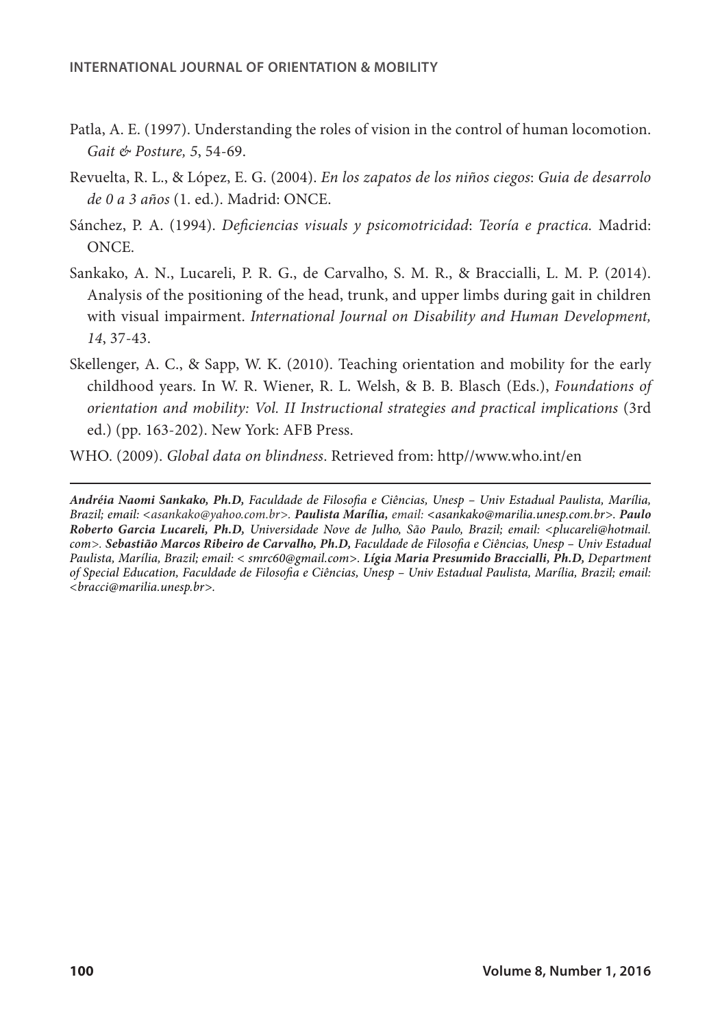Patla, A. E. (1997). Understanding the roles of vision in the control of human locomotion. *Gait & Posture, 5*, 54-69.

Revuelta, R. L., & López, E. G. (2004). *En los zapatos de los niños ciegos*: *Guia de desarrolo de 0 a 3 años* (1. ed.). Madrid: ONCE.

Sánchez, P. A. (1994). *Deficiencias visuals y psicomotricidad*: *Teoría e practica.* Madrid: ONCE.

Sankako, A. N., Lucareli, P. R. G., de Carvalho, S. M. R., & Braccialli, L. M. P. (2014). Analysis of the positioning of the head, trunk, and upper limbs during gait in children with visual impairment. *International Journal on Disability and Human Development, 14*, 37-43.

Skellenger, A. C., & Sapp, W. K. (2010). Teaching orientation and mobility for the early childhood years. In W. R. Wiener, R. L. Welsh, & B. B. Blasch (Eds.), *Foundations of orientation and mobility: Vol. II Instructional strategies and practical implications* (3rd ed.) (pp. 163-202). New York: AFB Press.

WHO. (2009). *Global data on blindness*. Retrieved from: http//www.who.int/en

---

***Andréia Naomi Sankako, Ph.D,*** *Faculdade de Filosofia e Ciências, Unesp – Univ Estadual Paulista, Marília, Brazil; email: <asankako@yahoo.com.br>.* ***Paulista Marília,*** *email: <asankako@marilia.unesp.com.br>.* ***Paulo Roberto Garcia Lucareli, Ph.D,*** *Universidade Nove de Julho, São Paulo, Brazil; email: <plucareli@hotmail.com>.* ***Sebastião Marcos Ribeiro de Carvalho, Ph.D,*** *Faculdade de Filosofia e Ciências, Unesp – Univ Estadual Paulista, Marília, Brazil; email: < smrc60@gmail.com>.* ***Lígia Maria Presumido Braccialli, Ph.D,*** *Department of Special Education, Faculdade de Filosofia e Ciências, Unesp – Univ Estadual Paulista, Marília, Brazil; email: <bracci@marilia.unesp.br>.*